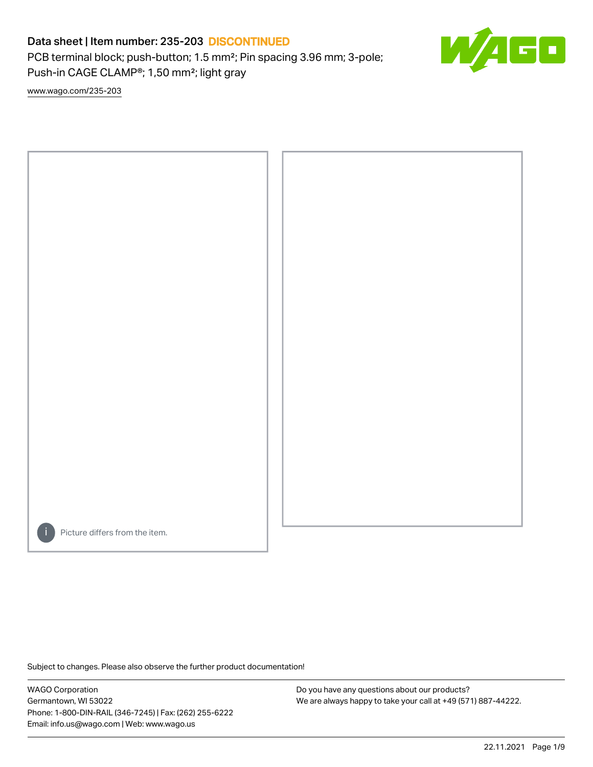# Data sheet | Item number: 235-203 DISCONTINUED

PCB terminal block; push-button; 1.5 mm²; Pin spacing 3.96 mm; 3-pole; Push-in CAGE CLAMP®; 1,50 mm²; light gray

www.wago.com/235-203

Picture differs from the item.

Subject to changes. Please also observe the further product documentation!

WAGO Corporation
Germantown, WI 53022
Phone: 1-800-DIN-RAIL (346-7245) | Fax: (262) 255-6222
Email: info.us@wago.com | Web: www.wago.us

Do you have any questions about our products?
We are always happy to take your call at +49 (571) 887-44222.

22.11.2021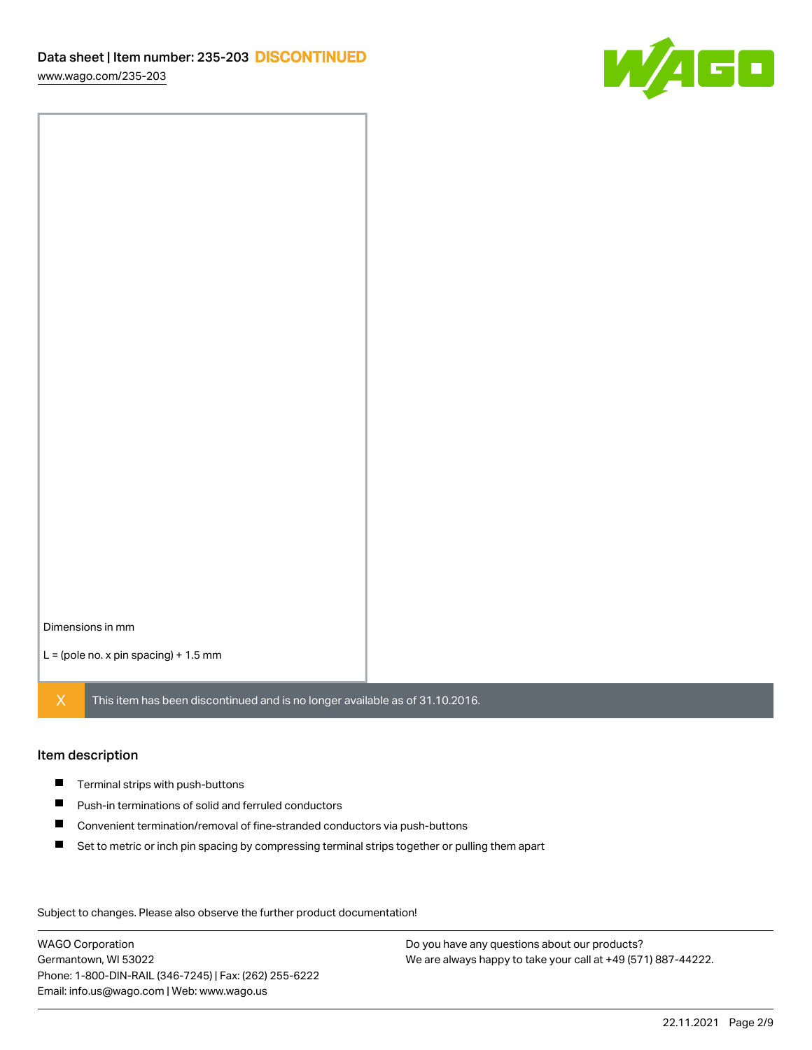Dimensions in mm

L = (pole no. x pin spacing) + 1.5 mm

X This item has been discontinued and is no longer available as of 31.10.2016.

## Item description

- Terminal strips with push-buttons
- Push-in terminations of solid and ferruled conductors
- Convenient termination/removal of fine-stranded conductors via push-buttons
- Set to metric or inch pin spacing by compressing terminal strips together or pulling them apart

Subject to changes. Please also observe the further product documentation!

WAGO Corporation
Germantown, WI 53022
Phone: 1-800-DIN-RAIL (346-7245) | Fax: (262) 255-6222
Email: info.us@wago.com | Web: www.wago.us

Do you have any questions about our products?
We are always happy to take your call at +49 (571) 887-44222.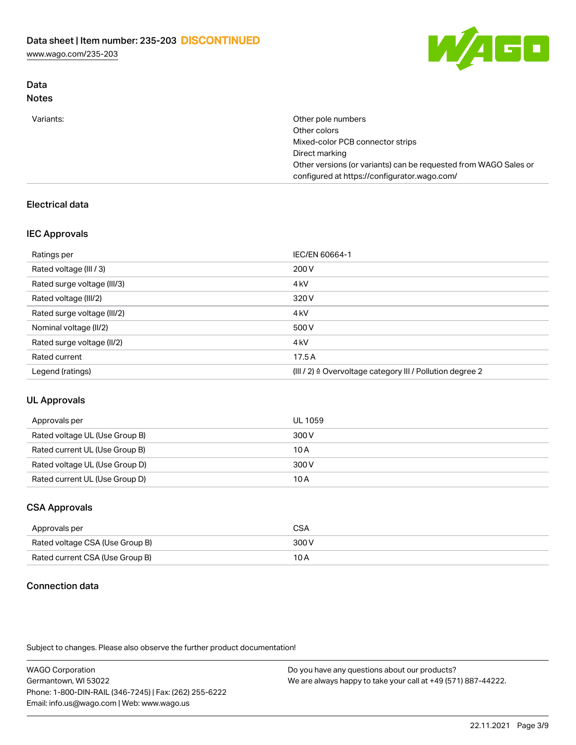## Data

### Notes

| | |
|---|---|
| Variants: | Other pole numbers<br>Other colors<br>Mixed-color PCB connector strips<br>Direct marking<br>Other versions (or variants) can be requested from WAGO Sales or configured at https://configurator.wago.com/ |

## Electrical data

### IEC Approvals

| | |
|---|---|
| Ratings per | IEC/EN 60664-1 |
| Rated voltage (III / 3) | 200 V |
| Rated surge voltage (III/3) | 4 kV |
| Rated voltage (III/2) | 320 V |
| Rated surge voltage (III/2) | 4 kV |
| Nominal voltage (II/2) | 500 V |
| Rated surge voltage (II/2) | 4 kV |
| Rated current | 17.5 A |
| Legend (ratings) | (III / 2) ≙ Overvoltage category III / Pollution degree 2 |

### UL Approvals

| | |
|---|---|
| Approvals per | UL 1059 |
| Rated voltage UL (Use Group B) | 300 V |
| Rated current UL (Use Group B) | 10 A |
| Rated voltage UL (Use Group D) | 300 V |
| Rated current UL (Use Group D) | 10 A |

### CSA Approvals

| | |
|---|---|
| Approvals per | CSA |
| Rated voltage CSA (Use Group B) | 300 V |
| Rated current CSA (Use Group B) | 10 A |

## Connection data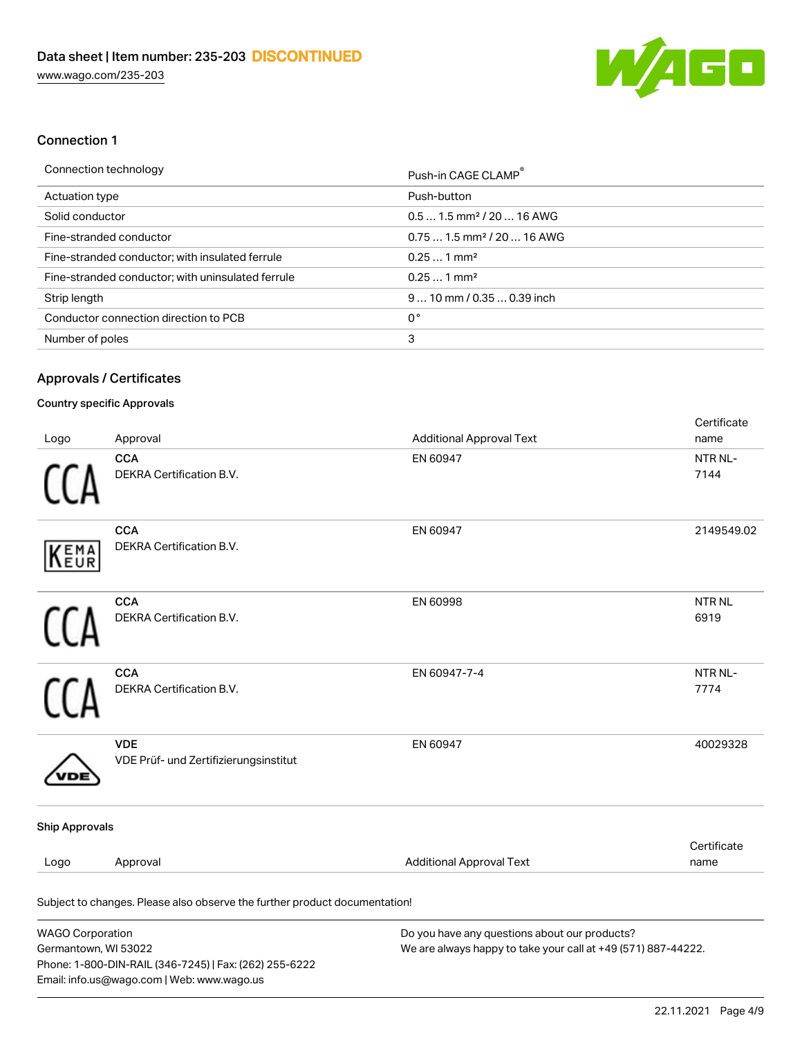## Connection 1

| Connection technology | Push-in CAGE CLAMP® |
| --- | --- |
| Actuation type | Push-button |
| Solid conductor | 0.5 … 1.5 mm² / 20 … 16 AWG |
| Fine-stranded conductor | 0.75 … 1.5 mm² / 20 … 16 AWG |
| Fine-stranded conductor; with insulated ferrule | 0.25 … 1 mm² |
| Fine-stranded conductor; with uninsulated ferrule | 0.25 … 1 mm² |
| Strip length | 9 … 10 mm / 0.35 … 0.39 inch |
| Conductor connection direction to PCB | 0 ° |
| Number of poles | 3 |

## Approvals / Certificates

### Country specific Approvals

| Logo | Approval | Additional Approval Text | Certificate name |
| --- | --- | --- | --- |
| CCA | **CCA** DEKRA Certification B.V. | EN 60947 | NTR NL-7144 |
| KEMA EUR | **CCA** DEKRA Certification B.V. | EN 60947 | 2149549.02 |
| CCA | **CCA** DEKRA Certification B.V. | EN 60998 | NTR NL 6919 |
| CCA | **CCA** DEKRA Certification B.V. | EN 60947-7-4 | NTR NL-7774 |
| VDE | **VDE** VDE Prüf- und Zertifizierungsinstitut | EN 60947 | 40029328 |

### Ship Approvals

| Logo | Approval | Additional Approval Text | Certificate name |
| --- | --- | --- | --- |

Subject to changes. Please also observe the further product documentation!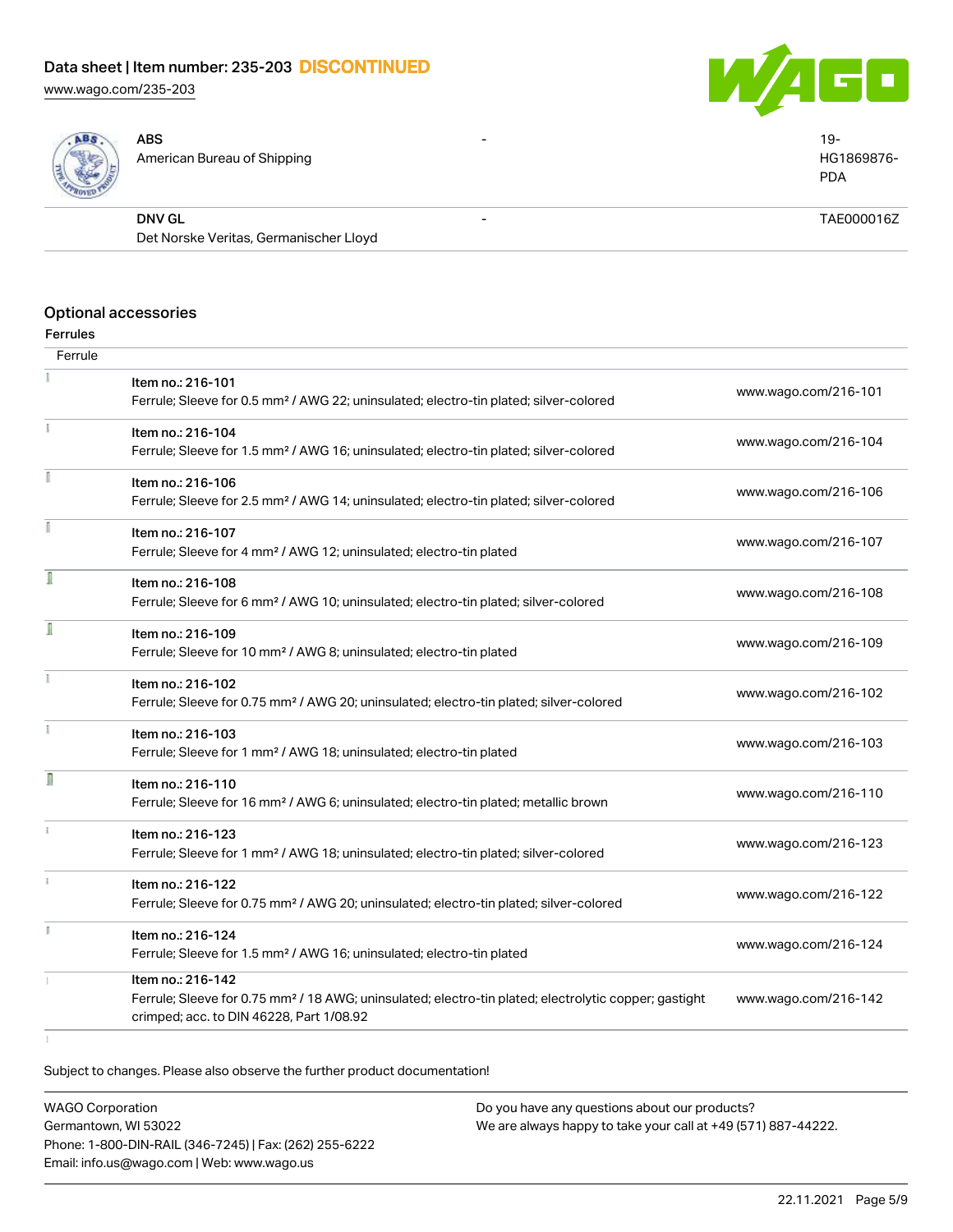| | | | |
|---|---|---|---|
| | ABS<br>American Bureau of Shipping | - | 19-HG1869876-PDA |
| | DNV GL<br>Det Norske Veritas, Germanischer Lloyd | - | TAE000016Z |

## Optional accessories

### Ferrules

| Ferrule | | |
|---|---|---|
| | Item no.: 216-101<br>Ferrule; Sleeve for 0.5 mm² / AWG 22; uninsulated; electro-tin plated; silver-colored | www.wago.com/216-101 |
| | Item no.: 216-104<br>Ferrule; Sleeve for 1.5 mm² / AWG 16; uninsulated; electro-tin plated; silver-colored | www.wago.com/216-104 |
| | Item no.: 216-106<br>Ferrule; Sleeve for 2.5 mm² / AWG 14; uninsulated; electro-tin plated; silver-colored | www.wago.com/216-106 |
| | Item no.: 216-107<br>Ferrule; Sleeve for 4 mm² / AWG 12; uninsulated; electro-tin plated | www.wago.com/216-107 |
| | Item no.: 216-108<br>Ferrule; Sleeve for 6 mm² / AWG 10; uninsulated; electro-tin plated; silver-colored | www.wago.com/216-108 |
| | Item no.: 216-109<br>Ferrule; Sleeve for 10 mm² / AWG 8; uninsulated; electro-tin plated | www.wago.com/216-109 |
| | Item no.: 216-102<br>Ferrule; Sleeve for 0.75 mm² / AWG 20; uninsulated; electro-tin plated; silver-colored | www.wago.com/216-102 |
| | Item no.: 216-103<br>Ferrule; Sleeve for 1 mm² / AWG 18; uninsulated; electro-tin plated | www.wago.com/216-103 |
| | Item no.: 216-110<br>Ferrule; Sleeve for 16 mm² / AWG 6; uninsulated; electro-tin plated; metallic brown | www.wago.com/216-110 |
| | Item no.: 216-123<br>Ferrule; Sleeve for 1 mm² / AWG 18; uninsulated; electro-tin plated; silver-colored | www.wago.com/216-123 |
| | Item no.: 216-122<br>Ferrule; Sleeve for 0.75 mm² / AWG 20; uninsulated; electro-tin plated; silver-colored | www.wago.com/216-122 |
| | Item no.: 216-124<br>Ferrule; Sleeve for 1.5 mm² / AWG 16; uninsulated; electro-tin plated | www.wago.com/216-124 |
| | Item no.: 216-142<br>Ferrule; Sleeve for 0.75 mm² / 18 AWG; uninsulated; electro-tin plated; electrolytic copper; gastight crimped; acc. to DIN 46228, Part 1/08.92 | www.wago.com/216-142 |

Subject to changes. Please also observe the further product documentation!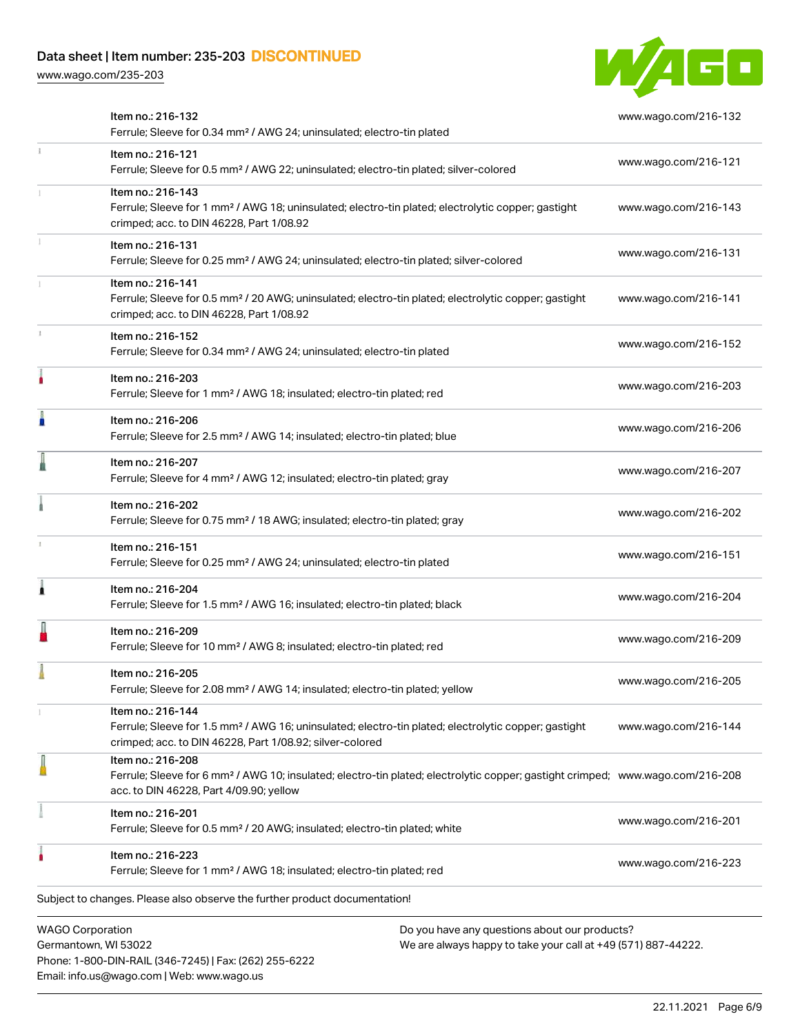| Item | Link |
|---|---|
| Item no.: 216-132<br>Ferrule; Sleeve for 0.34 mm² / AWG 24; uninsulated; electro-tin plated | www.wago.com/216-132 |
| Item no.: 216-121<br>Ferrule; Sleeve for 0.5 mm² / AWG 22; uninsulated; electro-tin plated; silver-colored | www.wago.com/216-121 |
| Item no.: 216-143<br>Ferrule; Sleeve for 1 mm² / AWG 18; uninsulated; electro-tin plated; electrolytic copper; gastight crimped; acc. to DIN 46228, Part 1/08.92 | www.wago.com/216-143 |
| Item no.: 216-131<br>Ferrule; Sleeve for 0.25 mm² / AWG 24; uninsulated; electro-tin plated; silver-colored | www.wago.com/216-131 |
| Item no.: 216-141<br>Ferrule; Sleeve for 0.5 mm² / 20 AWG; uninsulated; electro-tin plated; electrolytic copper; gastight crimped; acc. to DIN 46228, Part 1/08.92 | www.wago.com/216-141 |
| Item no.: 216-152<br>Ferrule; Sleeve for 0.34 mm² / AWG 24; uninsulated; electro-tin plated | www.wago.com/216-152 |
| Item no.: 216-203<br>Ferrule; Sleeve for 1 mm² / AWG 18; insulated; electro-tin plated; red | www.wago.com/216-203 |
| Item no.: 216-206<br>Ferrule; Sleeve for 2.5 mm² / AWG 14; insulated; electro-tin plated; blue | www.wago.com/216-206 |
| Item no.: 216-207<br>Ferrule; Sleeve for 4 mm² / AWG 12; insulated; electro-tin plated; gray | www.wago.com/216-207 |
| Item no.: 216-202<br>Ferrule; Sleeve for 0.75 mm² / 18 AWG; insulated; electro-tin plated; gray | www.wago.com/216-202 |
| Item no.: 216-151<br>Ferrule; Sleeve for 0.25 mm² / AWG 24; uninsulated; electro-tin plated | www.wago.com/216-151 |
| Item no.: 216-204<br>Ferrule; Sleeve for 1.5 mm² / AWG 16; insulated; electro-tin plated; black | www.wago.com/216-204 |
| Item no.: 216-209<br>Ferrule; Sleeve for 10 mm² / AWG 8; insulated; electro-tin plated; red | www.wago.com/216-209 |
| Item no.: 216-205<br>Ferrule; Sleeve for 2.08 mm² / AWG 14; insulated; electro-tin plated; yellow | www.wago.com/216-205 |
| Item no.: 216-144<br>Ferrule; Sleeve for 1.5 mm² / AWG 16; uninsulated; electro-tin plated; electrolytic copper; gastight crimped; acc. to DIN 46228, Part 1/08.92; silver-colored | www.wago.com/216-144 |
| Item no.: 216-208<br>Ferrule; Sleeve for 6 mm² / AWG 10; insulated; electro-tin plated; electrolytic copper; gastight crimped; acc. to DIN 46228, Part 4/09.90; yellow | www.wago.com/216-208 |
| Item no.: 216-201<br>Ferrule; Sleeve for 0.5 mm² / 20 AWG; insulated; electro-tin plated; white | www.wago.com/216-201 |
| Item no.: 216-223<br>Ferrule; Sleeve for 1 mm² / AWG 18; insulated; electro-tin plated; red | www.wago.com/216-223 |

Subject to changes. Please also observe the further product documentation!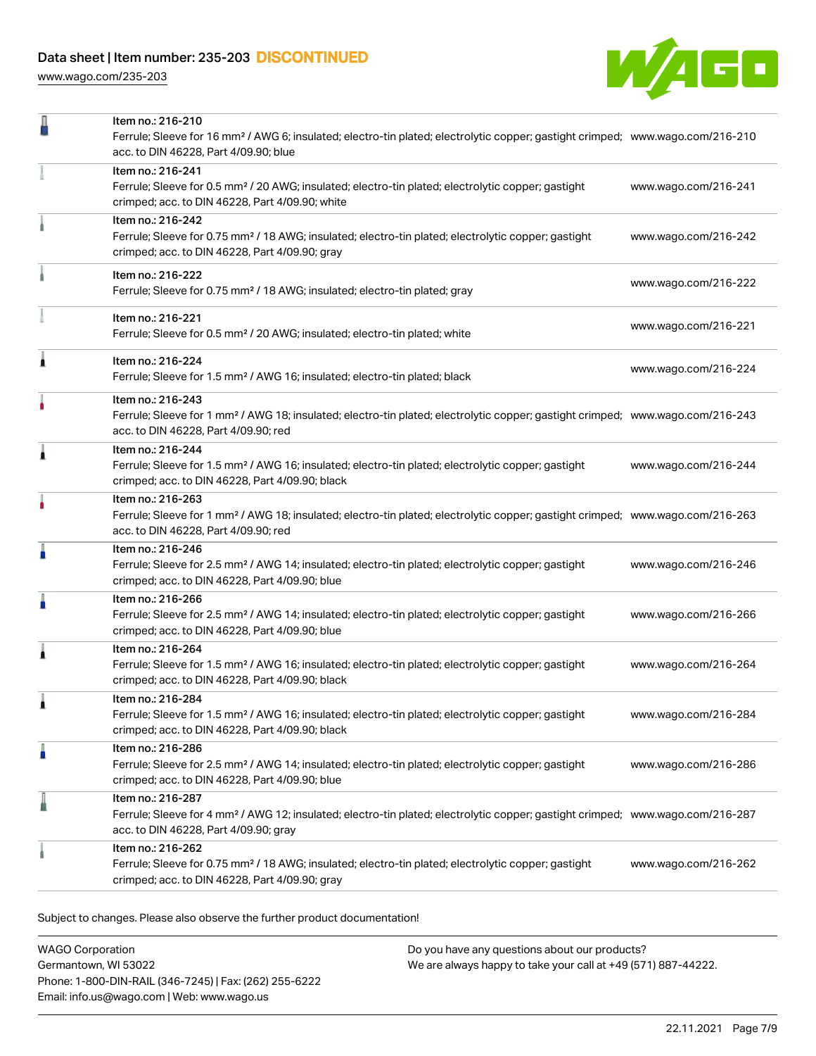| Item | Description | Link |
| --- | --- | --- |
| Item no.: 216-210 | Ferrule; Sleeve for 16 mm² / AWG 6; insulated; electro-tin plated; electrolytic copper; gastight crimped; acc. to DIN 46228, Part 4/09.90; blue | www.wago.com/216-210 |
| Item no.: 216-241 | Ferrule; Sleeve for 0.5 mm² / 20 AWG; insulated; electro-tin plated; electrolytic copper; gastight crimped; acc. to DIN 46228, Part 4/09.90; white | www.wago.com/216-241 |
| Item no.: 216-242 | Ferrule; Sleeve for 0.75 mm² / 18 AWG; insulated; electro-tin plated; electrolytic copper; gastight crimped; acc. to DIN 46228, Part 4/09.90; gray | www.wago.com/216-242 |
| Item no.: 216-222 | Ferrule; Sleeve for 0.75 mm² / 18 AWG; insulated; electro-tin plated; gray | www.wago.com/216-222 |
| Item no.: 216-221 | Ferrule; Sleeve for 0.5 mm² / 20 AWG; insulated; electro-tin plated; white | www.wago.com/216-221 |
| Item no.: 216-224 | Ferrule; Sleeve for 1.5 mm² / AWG 16; insulated; electro-tin plated; black | www.wago.com/216-224 |
| Item no.: 216-243 | Ferrule; Sleeve for 1 mm² / AWG 18; insulated; electro-tin plated; electrolytic copper; gastight crimped; acc. to DIN 46228, Part 4/09.90; red | www.wago.com/216-243 |
| Item no.: 216-244 | Ferrule; Sleeve for 1.5 mm² / AWG 16; insulated; electro-tin plated; electrolytic copper; gastight crimped; acc. to DIN 46228, Part 4/09.90; black | www.wago.com/216-244 |
| Item no.: 216-263 | Ferrule; Sleeve for 1 mm² / AWG 18; insulated; electro-tin plated; electrolytic copper; gastight crimped; acc. to DIN 46228, Part 4/09.90; red | www.wago.com/216-263 |
| Item no.: 216-246 | Ferrule; Sleeve for 2.5 mm² / AWG 14; insulated; electro-tin plated; electrolytic copper; gastight crimped; acc. to DIN 46228, Part 4/09.90; blue | www.wago.com/216-246 |
| Item no.: 216-266 | Ferrule; Sleeve for 2.5 mm² / AWG 14; insulated; electro-tin plated; electrolytic copper; gastight crimped; acc. to DIN 46228, Part 4/09.90; blue | www.wago.com/216-266 |
| Item no.: 216-264 | Ferrule; Sleeve for 1.5 mm² / AWG 16; insulated; electro-tin plated; electrolytic copper; gastight crimped; acc. to DIN 46228, Part 4/09.90; black | www.wago.com/216-264 |
| Item no.: 216-284 | Ferrule; Sleeve for 1.5 mm² / AWG 16; insulated; electro-tin plated; electrolytic copper; gastight crimped; acc. to DIN 46228, Part 4/09.90; black | www.wago.com/216-284 |
| Item no.: 216-286 | Ferrule; Sleeve for 2.5 mm² / AWG 14; insulated; electro-tin plated; electrolytic copper; gastight crimped; acc. to DIN 46228, Part 4/09.90; blue | www.wago.com/216-286 |
| Item no.: 216-287 | Ferrule; Sleeve for 4 mm² / AWG 12; insulated; electro-tin plated; electrolytic copper; gastight crimped; acc. to DIN 46228, Part 4/09.90; gray | www.wago.com/216-287 |
| Item no.: 216-262 | Ferrule; Sleeve for 0.75 mm² / 18 AWG; insulated; electro-tin plated; electrolytic copper; gastight crimped; acc. to DIN 46228, Part 4/09.90; gray | www.wago.com/216-262 |

Subject to changes. Please also observe the further product documentation!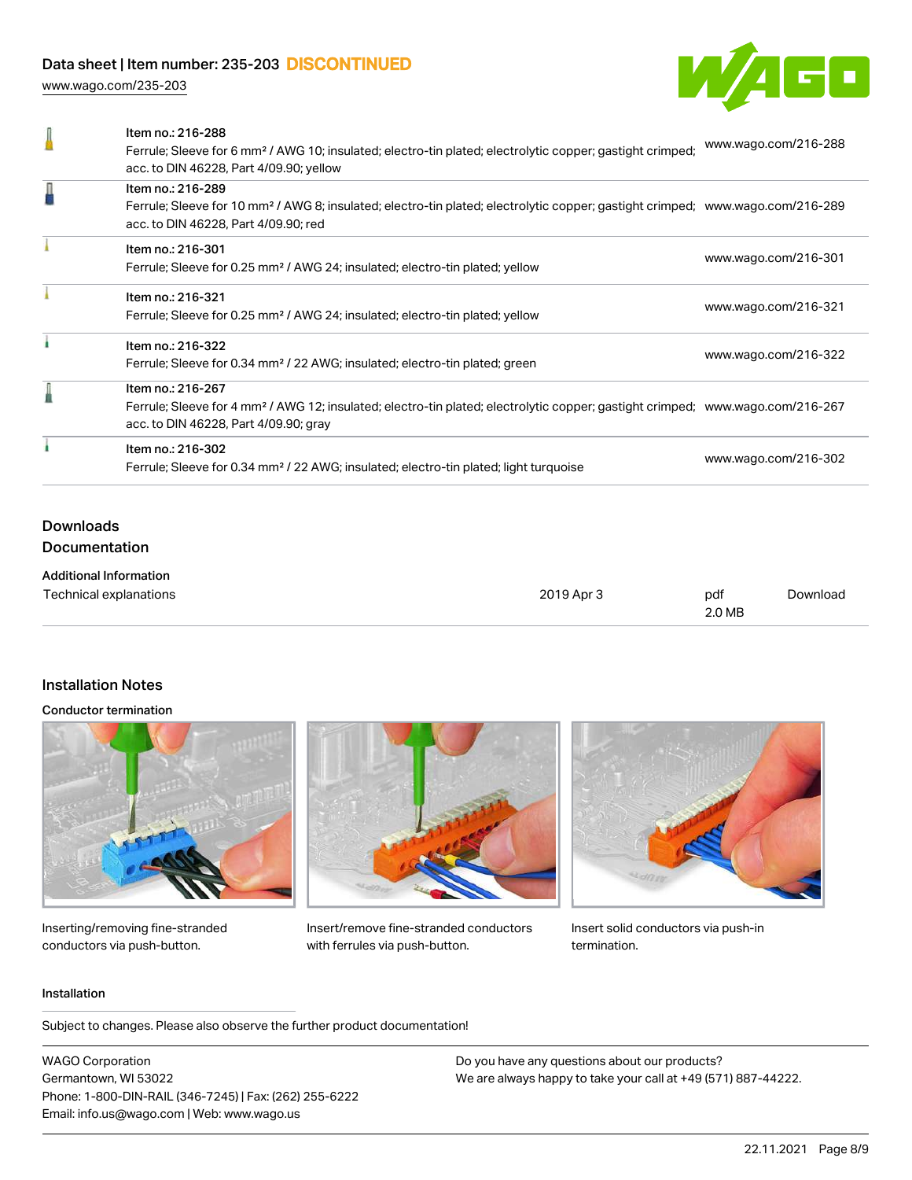| | | |
|---|---|---|
| | Item no.: 216-288<br>Ferrule; Sleeve for 6 mm² / AWG 10; insulated; electro-tin plated; electrolytic copper; gastight crimped; acc. to DIN 46228, Part 4/09.90; yellow | www.wago.com/216-288 |
| | Item no.: 216-289<br>Ferrule; Sleeve for 10 mm² / AWG 8; insulated; electro-tin plated; electrolytic copper; gastight crimped; acc. to DIN 46228, Part 4/09.90; red | www.wago.com/216-289 |
| | Item no.: 216-301<br>Ferrule; Sleeve for 0.25 mm² / AWG 24; insulated; electro-tin plated; yellow | www.wago.com/216-301 |
| | Item no.: 216-321<br>Ferrule; Sleeve for 0.25 mm² / AWG 24; insulated; electro-tin plated; yellow | www.wago.com/216-321 |
| | Item no.: 216-322<br>Ferrule; Sleeve for 0.34 mm² / 22 AWG; insulated; electro-tin plated; green | www.wago.com/216-322 |
| | Item no.: 216-267<br>Ferrule; Sleeve for 4 mm² / AWG 12; insulated; electro-tin plated; electrolytic copper; gastight crimped; acc. to DIN 46228, Part 4/09.90; gray | www.wago.com/216-267 |
| | Item no.: 216-302<br>Ferrule; Sleeve for 0.34 mm² / 22 AWG; insulated; electro-tin plated; light turquoise | www.wago.com/216-302 |

## Downloads
### Documentation

**Additional Information**

| | | | |
|---|---|---|---|
| Technical explanations | 2019 Apr 3 | pdf<br>2.0 MB | Download |

## Installation Notes

**Conductor termination**

Inserting/removing fine-stranded conductors via push-button.

Insert/remove fine-stranded conductors with ferrules via push-button.

Insert solid conductors via push-in termination.

**Installation**

Subject to changes. Please also observe the further product documentation!

WAGO Corporation
Germantown, WI 53022
Phone: 1-800-DIN-RAIL (346-7245) | Fax: (262) 255-6222
Email: info.us@wago.com | Web: www.wago.us

Do you have any questions about our products?
We are always happy to take your call at +49 (571) 887-44222.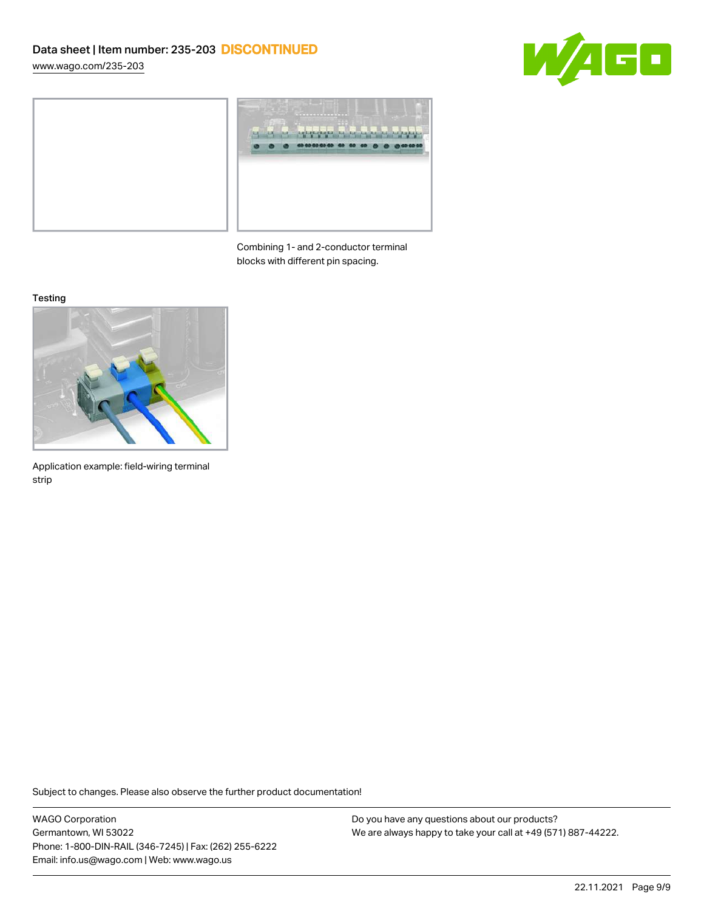Combining 1- and 2-conductor terminal blocks with different pin spacing.

Testing

Application example: field-wiring terminal strip

Subject to changes. Please also observe the further product documentation!

WAGO Corporation
Germantown, WI 53022
Phone: 1-800-DIN-RAIL (346-7245) | Fax: (262) 255-6222
Email: info.us@wago.com | Web: www.wago.us

Do you have any questions about our products?
We are always happy to take your call at +49 (571) 887-44222.